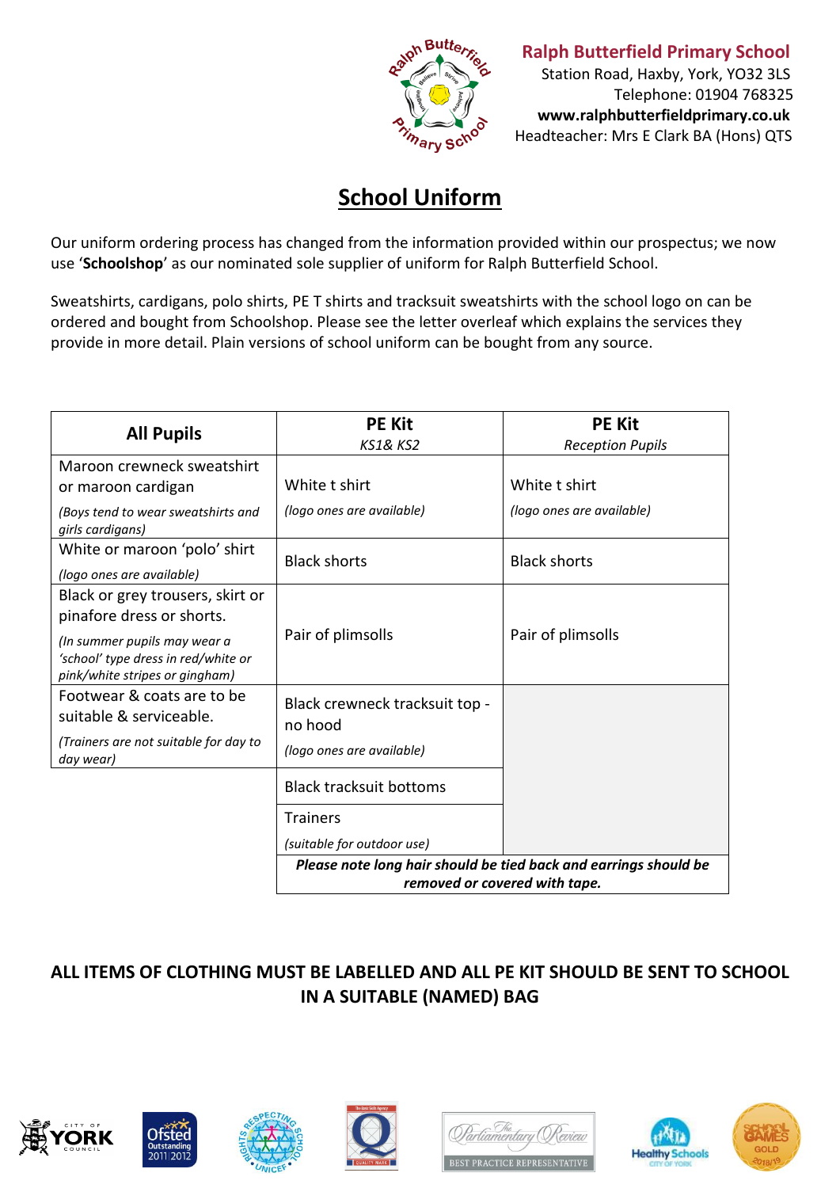**Ralph Butterfield Primary School**
Station Road, Haxby, York, YO32 3LS
Telephone: 01904 768325
**www.ralphbutterfieldprimary.co.uk**
Headteacher: Mrs E Clark BA (Hons) QTS

# School Uniform

Our uniform ordering process has changed from the information provided within our prospectus; we now use '**Schoolshop**' as our nominated sole supplier of uniform for Ralph Butterfield School.

Sweatshirts, cardigans, polo shirts, PE T shirts and tracksuit sweatshirts with the school logo on can be ordered and bought from Schoolshop. Please see the letter overleaf which explains the services they provide in more detail. Plain versions of school uniform can be bought from any source.

| **All Pupils** | **PE Kit** *KS1& KS2* | **PE Kit** *Reception Pupils* |
|---|---|---|
| Maroon crewneck sweatshirt or maroon cardigan *(Boys tend to wear sweatshirts and girls cardigans)* | White t shirt *(logo ones are available)* | White t shirt *(logo ones are available)* |
| White or maroon 'polo' shirt *(logo ones are available)* | Black shorts | Black shorts |
| Black or grey trousers, skirt or pinafore dress or shorts. *(In summer pupils may wear a 'school' type dress in red/white or pink/white stripes or gingham)* | Pair of plimsolls | Pair of plimsolls |
| Footwear & coats are to be suitable & serviceable. *(Trainers are not suitable for day to day wear)* | Black crewneck tracksuit top - no hood *(logo ones are available)* | |
| | Black tracksuit bottoms | |
| | Trainers *(suitable for outdoor use)* | |
| | ***Please note long hair should be tied back and earrings should be removed or covered with tape.*** | |

**ALL ITEMS OF CLOTHING MUST BE LABELLED AND ALL PE KIT SHOULD BE SENT TO SCHOOL IN A SUITABLE (NAMED) BAG**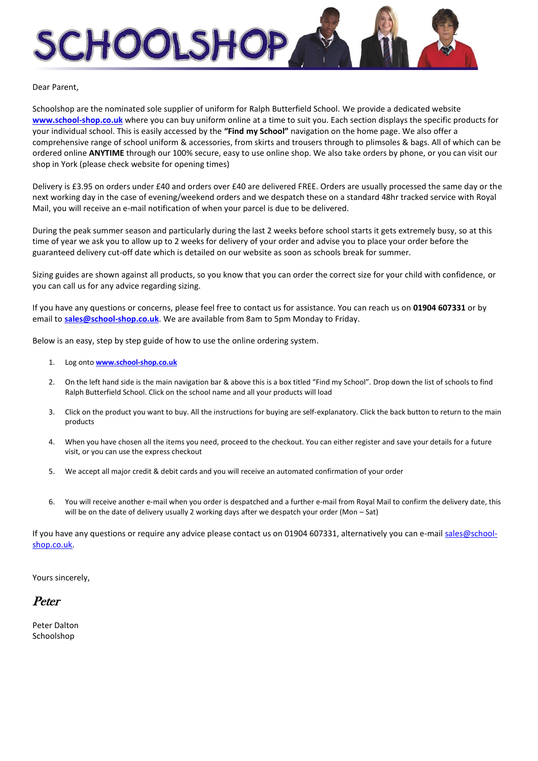# SCHOOLSHOP

Dear Parent,

Schoolshop are the nominated sole supplier of uniform for Ralph Butterfield School. We provide a dedicated website **www.school-shop.co.uk** where you can buy uniform online at a time to suit you. Each section displays the specific products for your individual school. This is easily accessed by the **"Find my School"** navigation on the home page. We also offer a comprehensive range of school uniform & accessories, from skirts and trousers through to plimsoles & bags. All of which can be ordered online **ANYTIME** through our 100% secure, easy to use online shop. We also take orders by phone, or you can visit our shop in York (please check website for opening times)

Delivery is £3.95 on orders under £40 and orders over £40 are delivered FREE. Orders are usually processed the same day or the next working day in the case of evening/weekend orders and we despatch these on a standard 48hr tracked service with Royal Mail, you will receive an e-mail notification of when your parcel is due to be delivered.

During the peak summer season and particularly during the last 2 weeks before school starts it gets extremely busy, so at this time of year we ask you to allow up to 2 weeks for delivery of your order and advise you to place your order before the guaranteed delivery cut-off date which is detailed on our website as soon as schools break for summer.

Sizing guides are shown against all products, so you know that you can order the correct size for your child with confidence, or you can call us for any advice regarding sizing.

If you have any questions or concerns, please feel free to contact us for assistance. You can reach us on **01904 607331** or by email to **sales@school-shop.co.uk**. We are available from 8am to 5pm Monday to Friday.

Below is an easy, step by step guide of how to use the online ordering system.

1. Log onto **www.school-shop.co.uk**
2. On the left hand side is the main navigation bar & above this is a box titled "Find my School". Drop down the list of schools to find Ralph Butterfield School. Click on the school name and all your products will load
3. Click on the product you want to buy. All the instructions for buying are self-explanatory. Click the back button to return to the main products
4. When you have chosen all the items you need, proceed to the checkout. You can either register and save your details for a future visit, or you can use the express checkout
5. We accept all major credit & debit cards and you will receive an automated confirmation of your order
6. You will receive another e-mail when you order is despatched and a further e-mail from Royal Mail to confirm the delivery date, this will be on the date of delivery usually 2 working days after we despatch your order (Mon – Sat)

If you have any questions or require any advice please contact us on 01904 607331, alternatively you can e-mail sales@school-shop.co.uk.

Yours sincerely,

*Peter*

Peter Dalton
Schoolshop